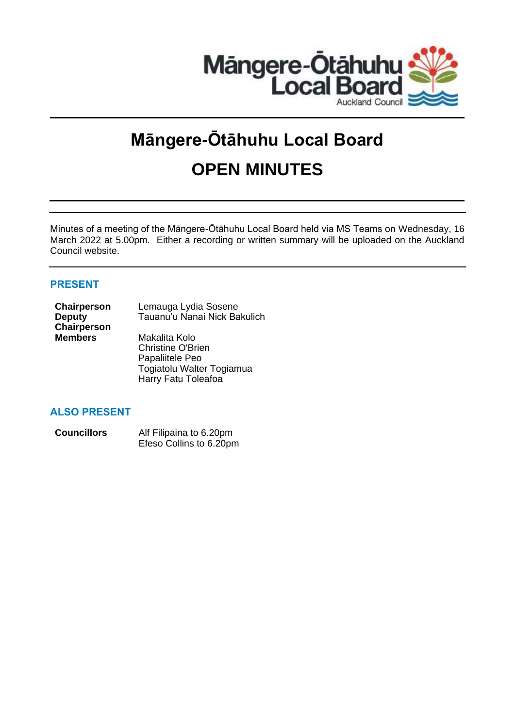# Māngere-Ōtāhuhu Local Board

# OPEN MINUTES

Minutes of a meeting of the Māngere-Ōtāhuhu Local Board held via MS Teams on Wednesday, 16 March 2022 at 5.00pm. Either a recording or written summary will be uploaded on the Auckland Council website.

## PRESENT

| | |
|---|---|
| **Chairperson** | Lemauga Lydia Sosene |
| **Deputy Chairperson** | Tauanu'u Nanai Nick Bakulich |
| **Members** | Makalita Kolo |
| | Christine O'Brien |
| | Papaliitele Peo |
| | Togiatolu Walter Togiamua |
| | Harry Fatu Toleafoa |

## ALSO PRESENT

| | |
|---|---|
| **Councillors** | Alf Filipaina to 6.20pm |
| | Efeso Collins to 6.20pm |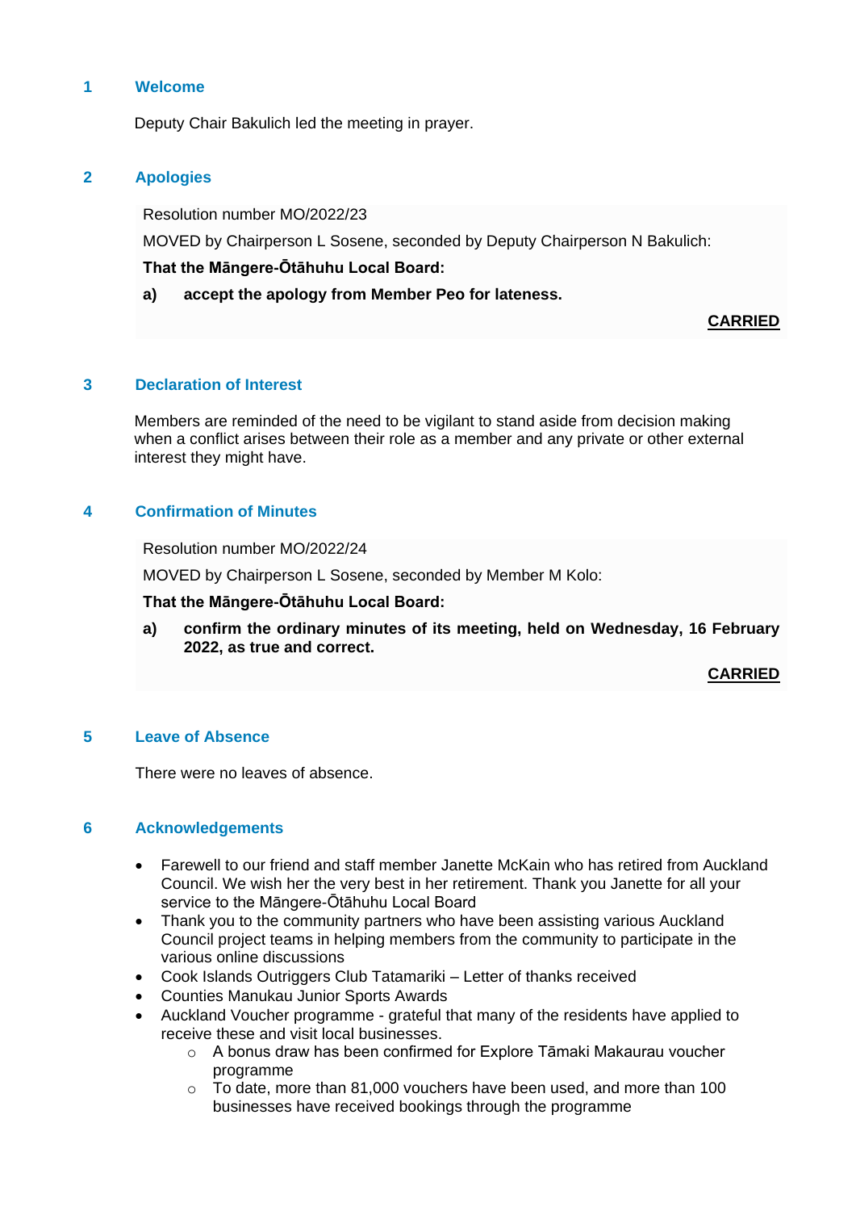## 1 Welcome

Deputy Chair Bakulich led the meeting in prayer.

## 2 Apologies

Resolution number MO/2022/23

MOVED by Chairperson L Sosene, seconded by Deputy Chairperson N Bakulich:

**That the Māngere-Ōtāhuhu Local Board:**

**a) accept the apology from Member Peo for lateness.**

**CARRIED**

## 3 Declaration of Interest

Members are reminded of the need to be vigilant to stand aside from decision making when a conflict arises between their role as a member and any private or other external interest they might have.

## 4 Confirmation of Minutes

Resolution number MO/2022/24

MOVED by Chairperson L Sosene, seconded by Member M Kolo:

**That the Māngere-Ōtāhuhu Local Board:**

**a) confirm the ordinary minutes of its meeting, held on Wednesday, 16 February 2022, as true and correct.**

**CARRIED**

## 5 Leave of Absence

There were no leaves of absence.

## 6 Acknowledgements

- Farewell to our friend and staff member Janette McKain who has retired from Auckland Council. We wish her the very best in her retirement. Thank you Janette for all your service to the Māngere-Ōtāhuhu Local Board
- Thank you to the community partners who have been assisting various Auckland Council project teams in helping members from the community to participate in the various online discussions
- Cook Islands Outriggers Club Tatamariki – Letter of thanks received
- Counties Manukau Junior Sports Awards
- Auckland Voucher programme - grateful that many of the residents have applied to receive these and visit local businesses.
  - A bonus draw has been confirmed for Explore Tāmaki Makaurau voucher programme
  - To date, more than 81,000 vouchers have been used, and more than 100 businesses have received bookings through the programme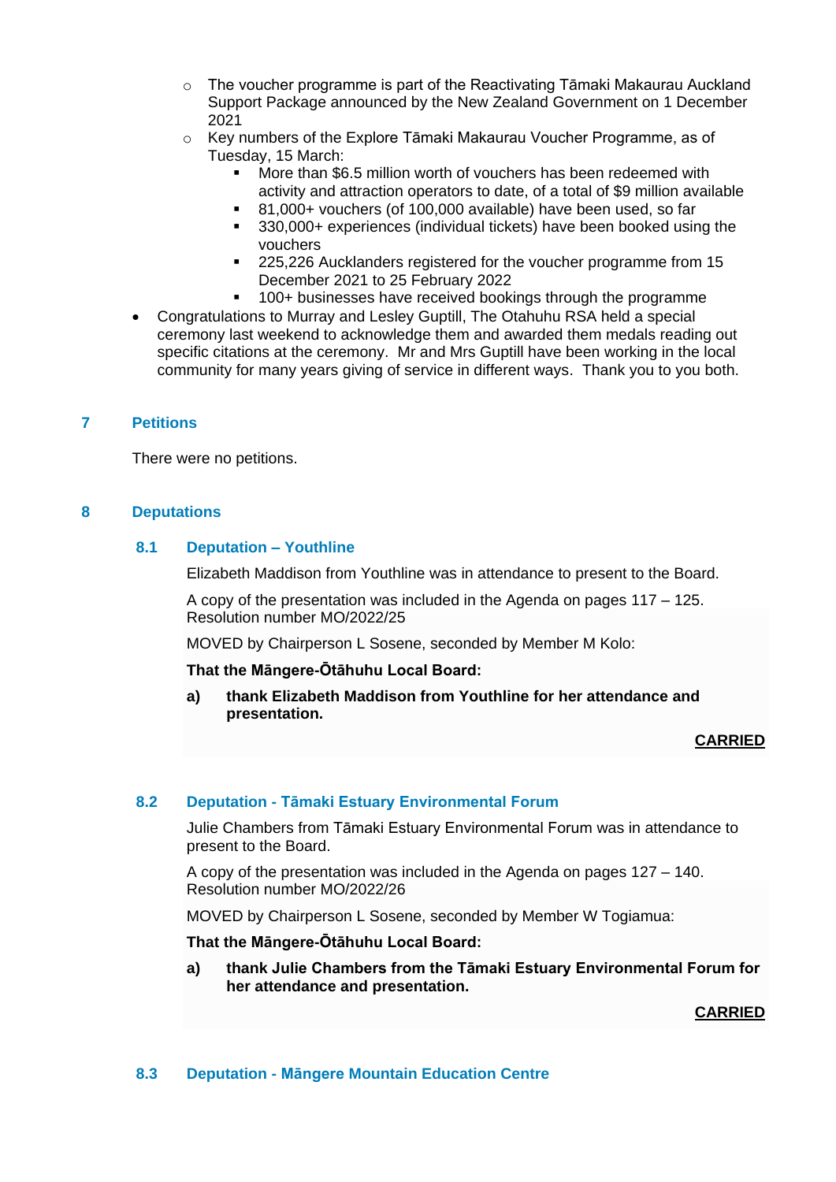- The voucher programme is part of the Reactivating Tāmaki Makaurau Auckland Support Package announced by the New Zealand Government on 1 December 2021
  - Key numbers of the Explore Tāmaki Makaurau Voucher Programme, as of Tuesday, 15 March:
    - More than $6.5 million worth of vouchers has been redeemed with activity and attraction operators to date, of a total of $9 million available
    - 81,000+ vouchers (of 100,000 available) have been used, so far
    - 330,000+ experiences (individual tickets) have been booked using the vouchers
    - 225,226 Aucklanders registered for the voucher programme from 15 December 2021 to 25 February 2022
    - 100+ businesses have received bookings through the programme
- Congratulations to Murray and Lesley Guptill, The Otahuhu RSA held a special ceremony last weekend to acknowledge them and awarded them medals reading out specific citations at the ceremony. Mr and Mrs Guptill have been working in the local community for many years giving of service in different ways. Thank you to you both.

## 7 Petitions

There were no petitions.

## 8 Deputations

### 8.1 Deputation – Youthline

Elizabeth Maddison from Youthline was in attendance to present to the Board.

A copy of the presentation was included in the Agenda on pages 117 – 125.
Resolution number MO/2022/25

MOVED by Chairperson L Sosene, seconded by Member M Kolo:

**That the Māngere-Ōtāhuhu Local Board:**

**a) thank Elizabeth Maddison from Youthline for her attendance and presentation.**

**CARRIED**

### 8.2 Deputation - Tāmaki Estuary Environmental Forum

Julie Chambers from Tāmaki Estuary Environmental Forum was in attendance to present to the Board.

A copy of the presentation was included in the Agenda on pages 127 – 140.
Resolution number MO/2022/26

MOVED by Chairperson L Sosene, seconded by Member W Togiamua:

**That the Māngere-Ōtāhuhu Local Board:**

**a) thank Julie Chambers from the Tāmaki Estuary Environmental Forum for her attendance and presentation.**

**CARRIED**

### 8.3 Deputation - Māngere Mountain Education Centre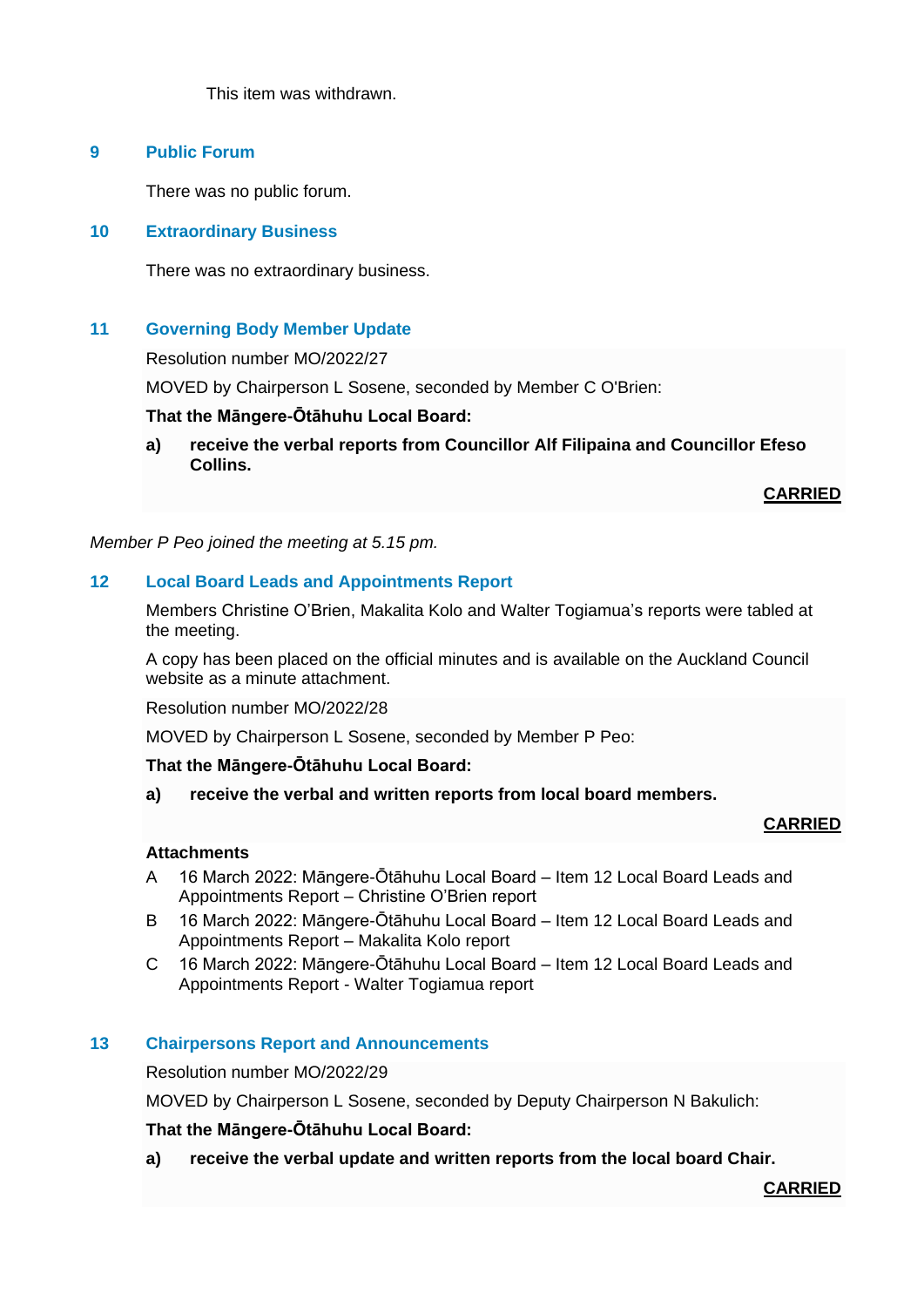This item was withdrawn.

## 9 Public Forum

There was no public forum.

## 10 Extraordinary Business

There was no extraordinary business.

## 11 Governing Body Member Update

Resolution number MO/2022/27

MOVED by Chairperson L Sosene, seconded by Member C O'Brien:

**That the Māngere-Ōtāhuhu Local Board:**

**a) receive the verbal reports from Councillor Alf Filipaina and Councillor Efeso Collins.**

**CARRIED**

*Member P Peo joined the meeting at 5.15 pm.*

## 12 Local Board Leads and Appointments Report

Members Christine O'Brien, Makalita Kolo and Walter Togiamua's reports were tabled at the meeting.

A copy has been placed on the official minutes and is available on the Auckland Council website as a minute attachment.

Resolution number MO/2022/28

MOVED by Chairperson L Sosene, seconded by Member P Peo:

**That the Māngere-Ōtāhuhu Local Board:**

**a) receive the verbal and written reports from local board members.**

**CARRIED**

**Attachments**

A 16 March 2022: Māngere-Ōtāhuhu Local Board – Item 12 Local Board Leads and Appointments Report – Christine O'Brien report

B 16 March 2022: Māngere-Ōtāhuhu Local Board – Item 12 Local Board Leads and Appointments Report – Makalita Kolo report

C 16 March 2022: Māngere-Ōtāhuhu Local Board – Item 12 Local Board Leads and Appointments Report - Walter Togiamua report

## 13 Chairpersons Report and Announcements

Resolution number MO/2022/29

MOVED by Chairperson L Sosene, seconded by Deputy Chairperson N Bakulich:

**That the Māngere-Ōtāhuhu Local Board:**

**a) receive the verbal update and written reports from the local board Chair.**

**CARRIED**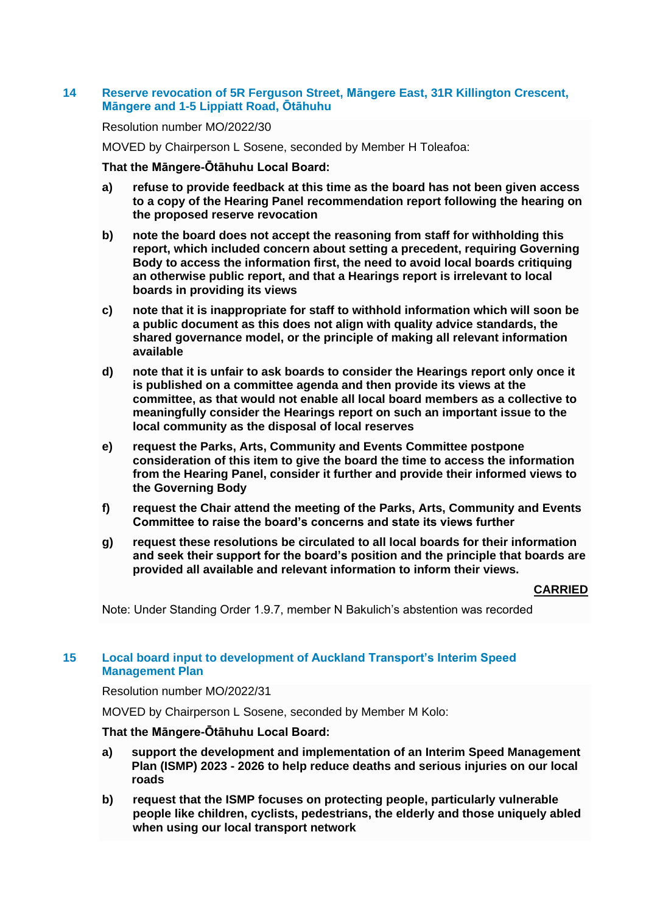## 14 Reserve revocation of 5R Ferguson Street, Māngere East, 31R Killington Crescent, Māngere and 1-5 Lippiatt Road, Ōtāhuhu

Resolution number MO/2022/30

MOVED by Chairperson L Sosene, seconded by Member H Toleafoa:

**That the Māngere-Ōtāhuhu Local Board:**

- **a) refuse to provide feedback at this time as the board has not been given access to a copy of the Hearing Panel recommendation report following the hearing on the proposed reserve revocation**
- **b) note the board does not accept the reasoning from staff for withholding this report, which included concern about setting a precedent, requiring Governing Body to access the information first, the need to avoid local boards critiquing an otherwise public report, and that a Hearings report is irrelevant to local boards in providing its views**
- **c) note that it is inappropriate for staff to withhold information which will soon be a public document as this does not align with quality advice standards, the shared governance model, or the principle of making all relevant information available**
- **d) note that it is unfair to ask boards to consider the Hearings report only once it is published on a committee agenda and then provide its views at the committee, as that would not enable all local board members as a collective to meaningfully consider the Hearings report on such an important issue to the local community as the disposal of local reserves**
- **e) request the Parks, Arts, Community and Events Committee postpone consideration of this item to give the board the time to access the information from the Hearing Panel, consider it further and provide their informed views to the Governing Body**
- **f) request the Chair attend the meeting of the Parks, Arts, Community and Events Committee to raise the board's concerns and state its views further**
- **g) request these resolutions be circulated to all local boards for their information and seek their support for the board's position and the principle that boards are provided all available and relevant information to inform their views.**

**CARRIED**

Note: Under Standing Order 1.9.7, member N Bakulich's abstention was recorded

## 15 Local board input to development of Auckland Transport's Interim Speed Management Plan

Resolution number MO/2022/31

MOVED by Chairperson L Sosene, seconded by Member M Kolo:

**That the Māngere-Ōtāhuhu Local Board:**

- **a) support the development and implementation of an Interim Speed Management Plan (ISMP) 2023 - 2026 to help reduce deaths and serious injuries on our local roads**
- **b) request that the ISMP focuses on protecting people, particularly vulnerable people like children, cyclists, pedestrians, the elderly and those uniquely abled when using our local transport network**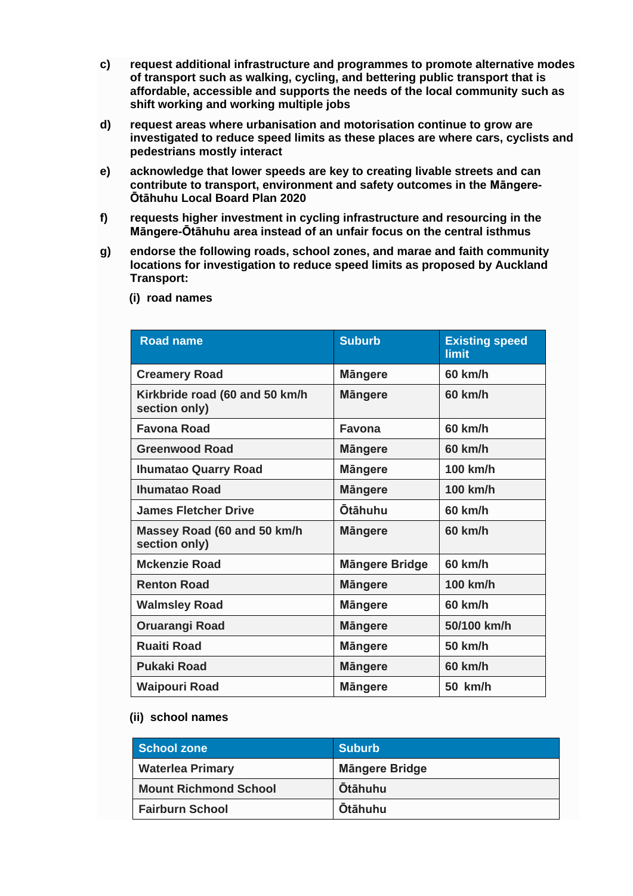**c)** **request additional infrastructure and programmes to promote alternative modes of transport such as walking, cycling, and bettering public transport that is affordable, accessible and supports the needs of the local community such as shift working and working multiple jobs**

**d)** **request areas where urbanisation and motorisation continue to grow are investigated to reduce speed limits as these places are where cars, cyclists and pedestrians mostly interact**

**e)** **acknowledge that lower speeds are key to creating livable streets and can contribute to transport, environment and safety outcomes in the Māngere-Ōtāhuhu Local Board Plan 2020**

**f)** **requests higher investment in cycling infrastructure and resourcing in the Māngere-Ōtāhuhu area instead of an unfair focus on the central isthmus**

**g)** **endorse the following roads, school zones, and marae and faith community locations for investigation to reduce speed limits as proposed by Auckland Transport:**

**(i) road names**

| Road name | Suburb | Existing speed limit |
|---|---|---|
| Creamery Road | Māngere | 60 km/h |
| Kirkbride road (60 and 50 km/h section only) | Māngere | 60 km/h |
| Favona Road | Favona | 60 km/h |
| Greenwood Road | Māngere | 60 km/h |
| Ihumatao Quarry Road | Māngere | 100 km/h |
| Ihumatao Road | Māngere | 100 km/h |
| James Fletcher Drive | Ōtāhuhu | 60 km/h |
| Massey Road (60 and 50 km/h section only) | Māngere | 60 km/h |
| Mckenzie Road | Māngere Bridge | 60 km/h |
| Renton Road | Māngere | 100 km/h |
| Walmsley Road | Māngere | 60 km/h |
| Oruarangi Road | Māngere | 50/100 km/h |
| Ruaiti Road | Māngere | 50 km/h |
| Pukaki Road | Māngere | 60 km/h |
| Waipouri Road | Māngere | 50 km/h |

**(ii) school names**

| School zone | Suburb |
|---|---|
| Waterlea Primary | Māngere Bridge |
| Mount Richmond School | Ōtāhuhu |
| Fairburn School | Ōtāhuhu |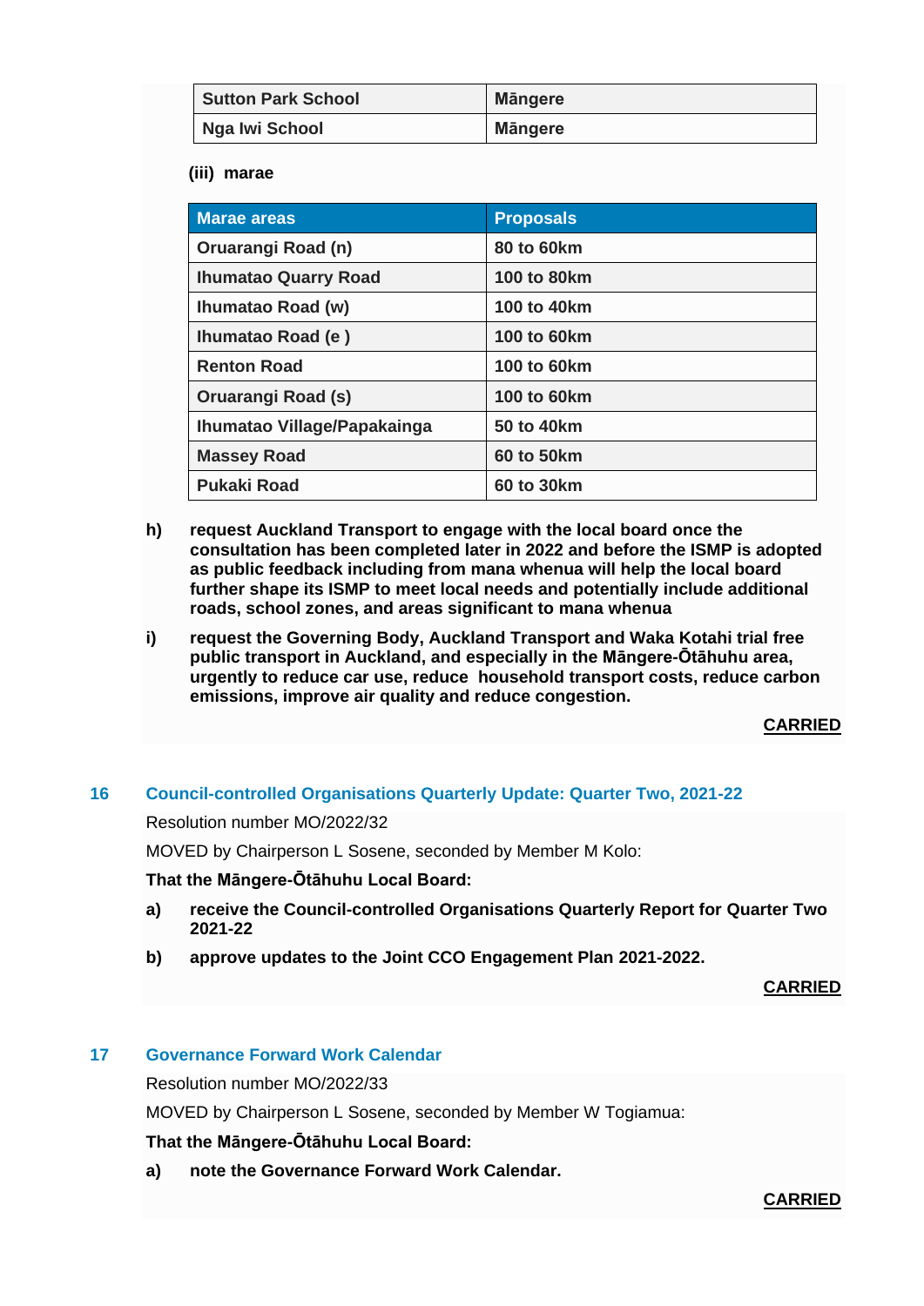| Sutton Park School | Māngere |
|---|---|
| Nga Iwi School | Māngere |

**(iii) marae**

| Marae areas | Proposals |
|---|---|
| Oruarangi Road (n) | 80 to 60km |
| Ihumatao Quarry Road | 100 to 80km |
| Ihumatao Road (w) | 100 to 40km |
| Ihumatao Road (e ) | 100 to 60km |
| Renton Road | 100 to 60km |
| Oruarangi Road (s) | 100 to 60km |
| Ihumatao Village/Papakainga | 50 to 40km |
| Massey Road | 60 to 50km |
| Pukaki Road | 60 to 30km |

**h) request Auckland Transport to engage with the local board once the consultation has been completed later in 2022 and before the ISMP is adopted as public feedback including from mana whenua will help the local board further shape its ISMP to meet local needs and potentially include additional roads, school zones, and areas significant to mana whenua**

**i) request the Governing Body, Auckland Transport and Waka Kotahi trial free public transport in Auckland, and especially in the Māngere-Ōtāhuhu area, urgently to reduce car use, reduce household transport costs, reduce carbon emissions, improve air quality and reduce congestion.**

**CARRIED**

## 16 Council-controlled Organisations Quarterly Update: Quarter Two, 2021-22

Resolution number MO/2022/32

MOVED by Chairperson L Sosene, seconded by Member M Kolo:

**That the Māngere-Ōtāhuhu Local Board:**

**a) receive the Council-controlled Organisations Quarterly Report for Quarter Two 2021-22**

**b) approve updates to the Joint CCO Engagement Plan 2021-2022.**

**CARRIED**

## 17 Governance Forward Work Calendar

Resolution number MO/2022/33

MOVED by Chairperson L Sosene, seconded by Member W Togiamua:

**That the Māngere-Ōtāhuhu Local Board:**

**a) note the Governance Forward Work Calendar.**

**CARRIED**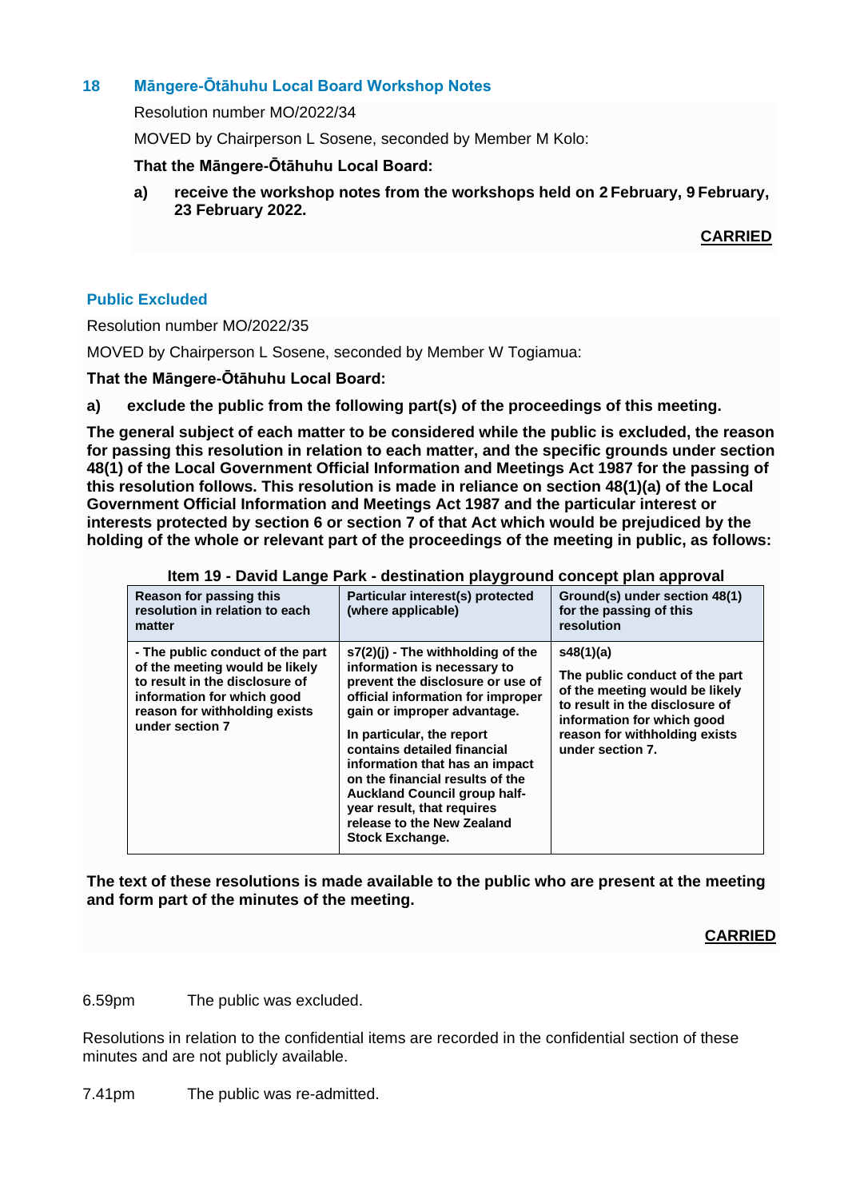## 18 Māngere-Ōtāhuhu Local Board Workshop Notes

Resolution number MO/2022/34

MOVED by Chairperson L Sosene, seconded by Member M Kolo:

**That the Māngere-Ōtāhuhu Local Board:**

**a) receive the workshop notes from the workshops held on 2 February, 9 February, 23 February 2022.**

**CARRIED**

## Public Excluded

Resolution number MO/2022/35

MOVED by Chairperson L Sosene, seconded by Member W Togiamua:

**That the Māngere-Ōtāhuhu Local Board:**

**a) exclude the public from the following part(s) of the proceedings of this meeting.**

**The general subject of each matter to be considered while the public is excluded, the reason for passing this resolution in relation to each matter, and the specific grounds under section 48(1) of the Local Government Official Information and Meetings Act 1987 for the passing of this resolution follows. This resolution is made in reliance on section 48(1)(a) of the Local Government Official Information and Meetings Act 1987 and the particular interest or interests protected by section 6 or section 7 of that Act which would be prejudiced by the holding of the whole or relevant part of the proceedings of the meeting in public, as follows:**

**Item 19 - David Lange Park - destination playground concept plan approval**

| Reason for passing this resolution in relation to each matter | Particular interest(s) protected (where applicable) | Ground(s) under section 48(1) for the passing of this resolution |
|---|---|---|
| - The public conduct of the part of the meeting would be likely to result in the disclosure of information for which good reason for withholding exists under section 7 | s7(2)(j) - The withholding of the information is necessary to prevent the disclosure or use of official information for improper gain or improper advantage.<br><br>In particular, the report contains detailed financial information that has an impact on the financial results of the Auckland Council group half-year result, that requires release to the New Zealand Stock Exchange. | s48(1)(a)<br><br>The public conduct of the part of the meeting would be likely to result in the disclosure of information for which good reason for withholding exists under section 7. |

**The text of these resolutions is made available to the public who are present at the meeting and form part of the minutes of the meeting.**

**CARRIED**

6.59pm The public was excluded.

Resolutions in relation to the confidential items are recorded in the confidential section of these minutes and are not publicly available.

7.41pm The public was re-admitted.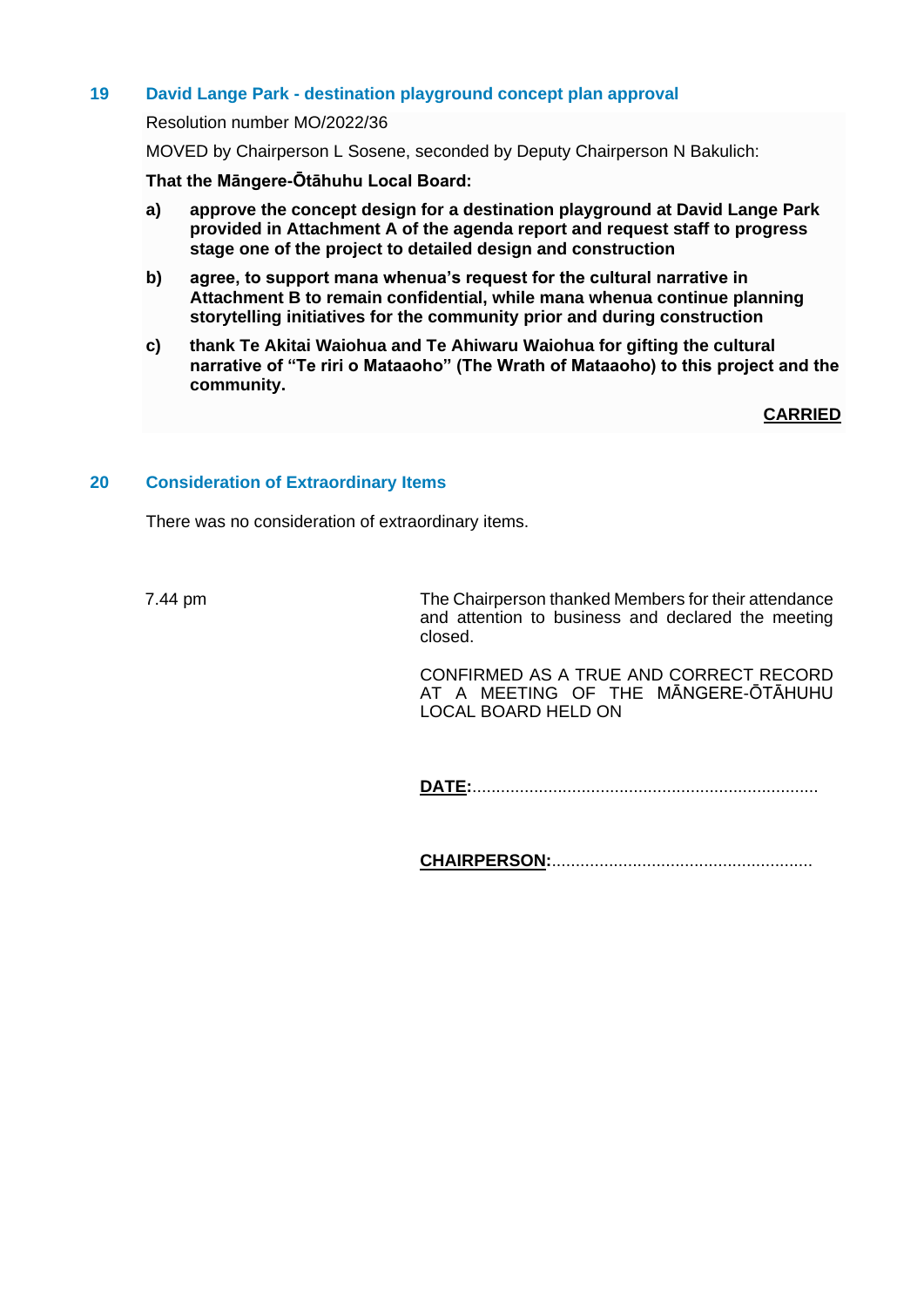## 19 David Lange Park - destination playground concept plan approval

Resolution number MO/2022/36

MOVED by Chairperson L Sosene, seconded by Deputy Chairperson N Bakulich:

**That the Māngere-Ōtāhuhu Local Board:**

**a) approve the concept design for a destination playground at David Lange Park provided in Attachment A of the agenda report and request staff to progress stage one of the project to detailed design and construction**

**b) agree, to support mana whenua's request for the cultural narrative in Attachment B to remain confidential, while mana whenua continue planning storytelling initiatives for the community prior and during construction**

**c) thank Te Akitai Waiohua and Te Ahiwaru Waiohua for gifting the cultural narrative of "Te riri o Mataaoho" (The Wrath of Mataaoho) to this project and the community.**

**CARRIED**

## 20 Consideration of Extraordinary Items

There was no consideration of extraordinary items.

7.44 pm

The Chairperson thanked Members for their attendance and attention to business and declared the meeting closed.

CONFIRMED AS A TRUE AND CORRECT RECORD AT A MEETING OF THE MĀNGERE-ŌTĀHUHU LOCAL BOARD HELD ON

**DATE:**.........................................................................

**CHAIRPERSON:**.......................................................